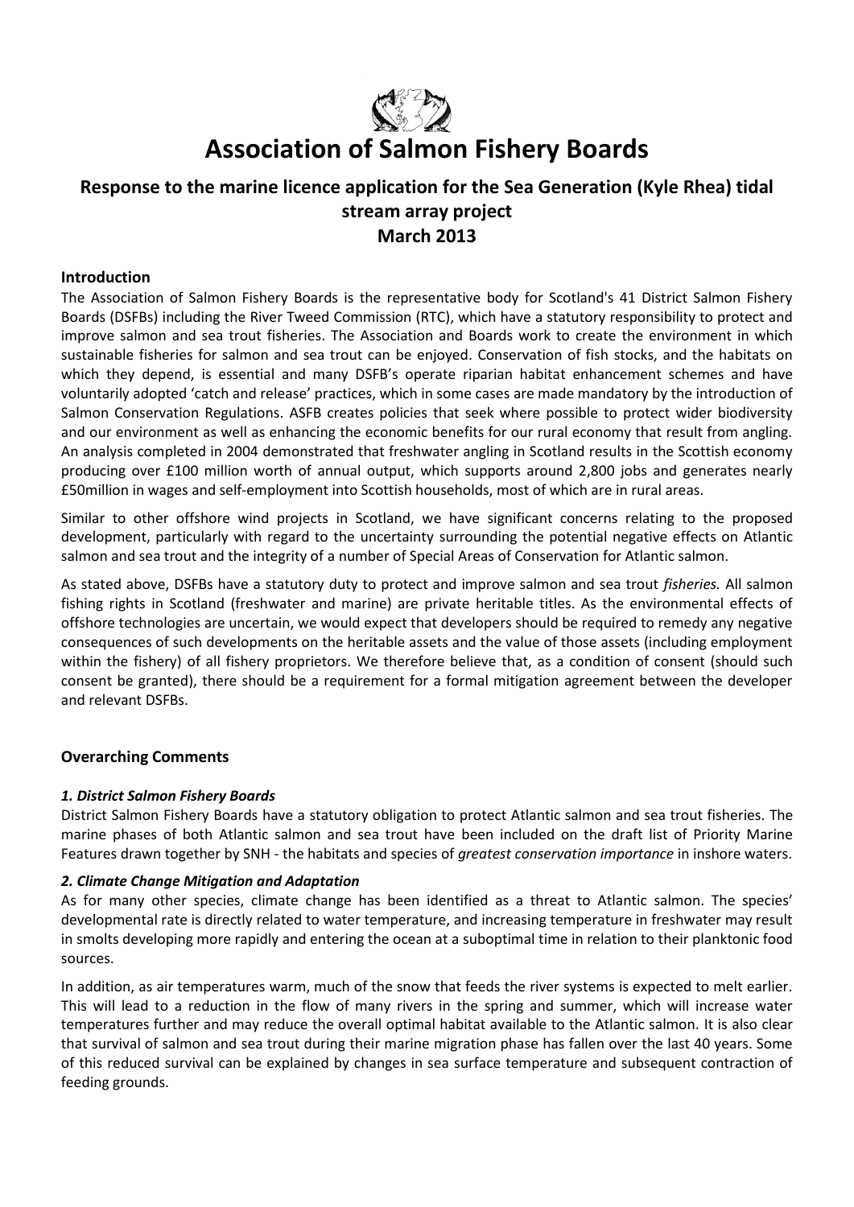# Association of Salmon Fishery Boards

## Response to the marine licence application for the Sea Generation (Kyle Rhea) tidal stream array project
## March 2013

### Introduction

The Association of Salmon Fishery Boards is the representative body for Scotland's 41 District Salmon Fishery Boards (DSFBs) including the River Tweed Commission (RTC), which have a statutory responsibility to protect and improve salmon and sea trout fisheries. The Association and Boards work to create the environment in which sustainable fisheries for salmon and sea trout can be enjoyed. Conservation of fish stocks, and the habitats on which they depend, is essential and many DSFB's operate riparian habitat enhancement schemes and have voluntarily adopted 'catch and release' practices, which in some cases are made mandatory by the introduction of Salmon Conservation Regulations. ASFB creates policies that seek where possible to protect wider biodiversity and our environment as well as enhancing the economic benefits for our rural economy that result from angling. An analysis completed in 2004 demonstrated that freshwater angling in Scotland results in the Scottish economy producing over £100 million worth of annual output, which supports around 2,800 jobs and generates nearly £50million in wages and self-employment into Scottish households, most of which are in rural areas.

Similar to other offshore wind projects in Scotland, we have significant concerns relating to the proposed development, particularly with regard to the uncertainty surrounding the potential negative effects on Atlantic salmon and sea trout and the integrity of a number of Special Areas of Conservation for Atlantic salmon.

As stated above, DSFBs have a statutory duty to protect and improve salmon and sea trout *fisheries.* All salmon fishing rights in Scotland (freshwater and marine) are private heritable titles. As the environmental effects of offshore technologies are uncertain, we would expect that developers should be required to remedy any negative consequences of such developments on the heritable assets and the value of those assets (including employment within the fishery) of all fishery proprietors. We therefore believe that, as a condition of consent (should such consent be granted), there should be a requirement for a formal mitigation agreement between the developer and relevant DSFBs.

### Overarching Comments

#### *1. District Salmon Fishery Boards*

District Salmon Fishery Boards have a statutory obligation to protect Atlantic salmon and sea trout fisheries. The marine phases of both Atlantic salmon and sea trout have been included on the draft list of Priority Marine Features drawn together by SNH - the habitats and species of *greatest conservation importance* in inshore waters.

#### *2. Climate Change Mitigation and Adaptation*

As for many other species, climate change has been identified as a threat to Atlantic salmon. The species' developmental rate is directly related to water temperature, and increasing temperature in freshwater may result in smolts developing more rapidly and entering the ocean at a suboptimal time in relation to their planktonic food sources.

In addition, as air temperatures warm, much of the snow that feeds the river systems is expected to melt earlier. This will lead to a reduction in the flow of many rivers in the spring and summer, which will increase water temperatures further and may reduce the overall optimal habitat available to the Atlantic salmon. It is also clear that survival of salmon and sea trout during their marine migration phase has fallen over the last 40 years. Some of this reduced survival can be explained by changes in sea surface temperature and subsequent contraction of feeding grounds.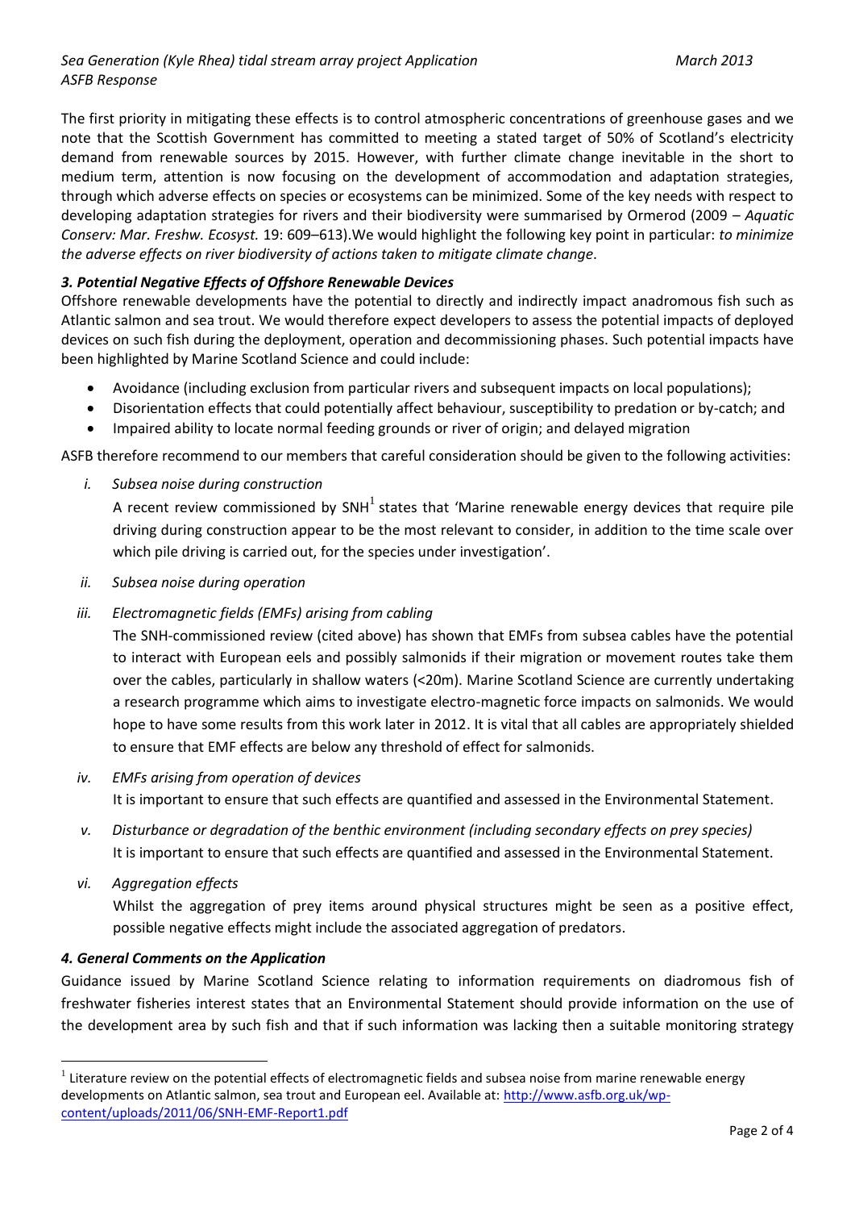The first priority in mitigating these effects is to control atmospheric concentrations of greenhouse gases and we note that the Scottish Government has committed to meeting a stated target of 50% of Scotland's electricity demand from renewable sources by 2015. However, with further climate change inevitable in the short to medium term, attention is now focusing on the development of accommodation and adaptation strategies, through which adverse effects on species or ecosystems can be minimized. Some of the key needs with respect to developing adaptation strategies for rivers and their biodiversity were summarised by Ormerod (2009 – *Aquatic Conserv: Mar. Freshw. Ecosyst.* 19: 609–613).We would highlight the following key point in particular: *to minimize the adverse effects on river biodiversity of actions taken to mitigate climate change*.

### *3. Potential Negative Effects of Offshore Renewable Devices*

Offshore renewable developments have the potential to directly and indirectly impact anadromous fish such as Atlantic salmon and sea trout. We would therefore expect developers to assess the potential impacts of deployed devices on such fish during the deployment, operation and decommissioning phases. Such potential impacts have been highlighted by Marine Scotland Science and could include:

- Avoidance (including exclusion from particular rivers and subsequent impacts on local populations);
- Disorientation effects that could potentially affect behaviour, susceptibility to predation or by-catch; and
- Impaired ability to locate normal feeding grounds or river of origin; and delayed migration

ASFB therefore recommend to our members that careful consideration should be given to the following activities:

i. *Subsea noise during construction*

   A recent review commissioned by SNH[1] states that 'Marine renewable energy devices that require pile driving during construction appear to be the most relevant to consider, in addition to the time scale over which pile driving is carried out, for the species under investigation'.

ii. *Subsea noise during operation*

iii. *Electromagnetic fields (EMFs) arising from cabling*

   The SNH-commissioned review (cited above) has shown that EMFs from subsea cables have the potential to interact with European eels and possibly salmonids if their migration or movement routes take them over the cables, particularly in shallow waters (<20m). Marine Scotland Science are currently undertaking a research programme which aims to investigate electro-magnetic force impacts on salmonids. We would hope to have some results from this work later in 2012. It is vital that all cables are appropriately shielded to ensure that EMF effects are below any threshold of effect for salmonids.

iv. *EMFs arising from operation of devices*

   It is important to ensure that such effects are quantified and assessed in the Environmental Statement.

v. *Disturbance or degradation of the benthic environment (including secondary effects on prey species)*

   It is important to ensure that such effects are quantified and assessed in the Environmental Statement.

vi. *Aggregation effects*

   Whilst the aggregation of prey items around physical structures might be seen as a positive effect, possible negative effects might include the associated aggregation of predators.

### *4. General Comments on the Application*

Guidance issued by Marine Scotland Science relating to information requirements on diadromous fish of freshwater fisheries interest states that an Environmental Statement should provide information on the use of the development area by such fish and that if such information was lacking then a suitable monitoring strategy

---

[1] Literature review on the potential effects of electromagnetic fields and subsea noise from marine renewable energy developments on Atlantic salmon, sea trout and European eel. Available at: http://www.asfb.org.uk/wp-content/uploads/2011/06/SNH-EMF-Report1.pdf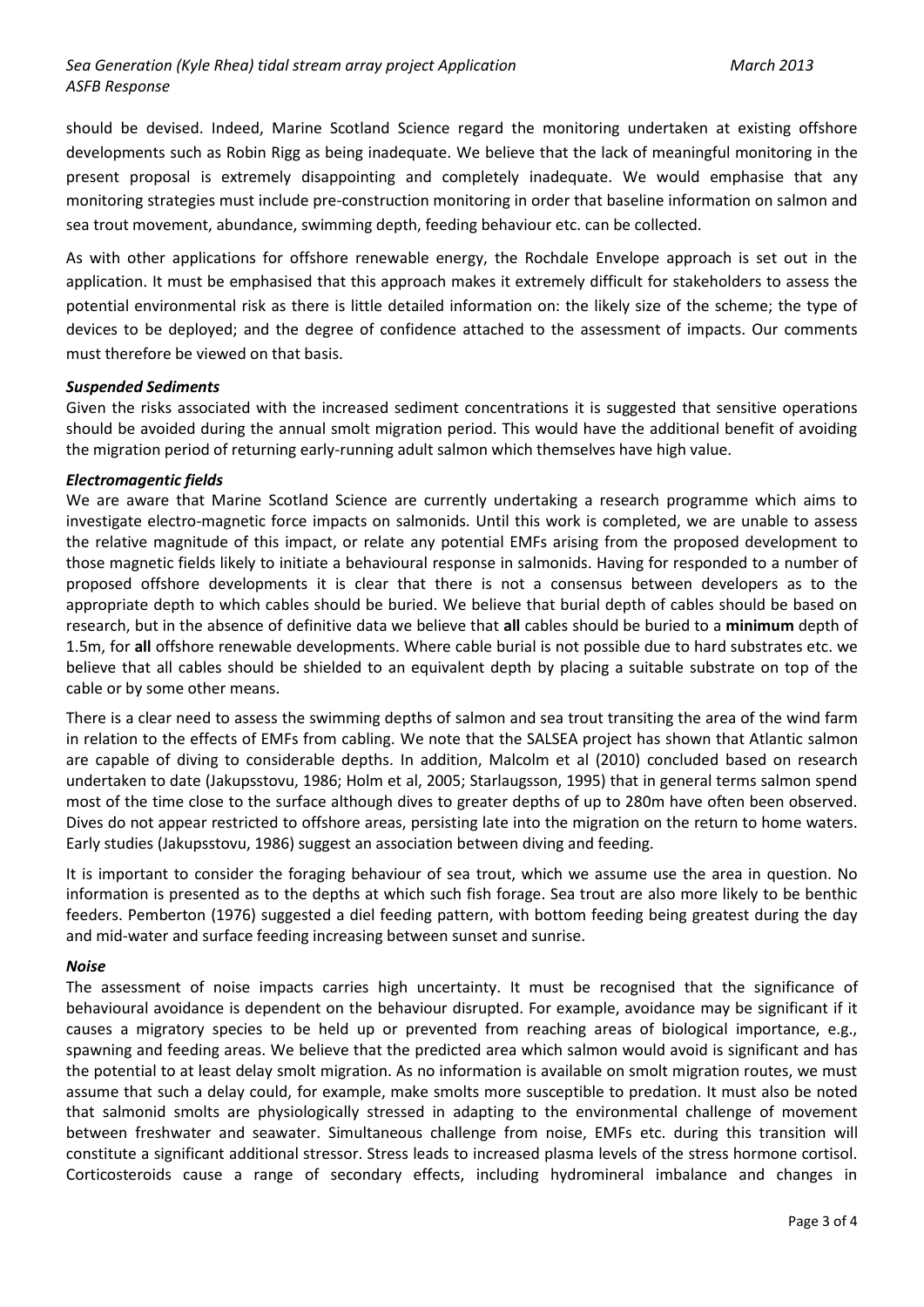should be devised. Indeed, Marine Scotland Science regard the monitoring undertaken at existing offshore developments such as Robin Rigg as being inadequate. We believe that the lack of meaningful monitoring in the present proposal is extremely disappointing and completely inadequate. We would emphasise that any monitoring strategies must include pre-construction monitoring in order that baseline information on salmon and sea trout movement, abundance, swimming depth, feeding behaviour etc. can be collected.

As with other applications for offshore renewable energy, the Rochdale Envelope approach is set out in the application. It must be emphasised that this approach makes it extremely difficult for stakeholders to assess the potential environmental risk as there is little detailed information on: the likely size of the scheme; the type of devices to be deployed; and the degree of confidence attached to the assessment of impacts. Our comments must therefore be viewed on that basis.

***Suspended Sediments***

Given the risks associated with the increased sediment concentrations it is suggested that sensitive operations should be avoided during the annual smolt migration period. This would have the additional benefit of avoiding the migration period of returning early-running adult salmon which themselves have high value.

***Electromagentic fields***

We are aware that Marine Scotland Science are currently undertaking a research programme which aims to investigate electro-magnetic force impacts on salmonids. Until this work is completed, we are unable to assess the relative magnitude of this impact, or relate any potential EMFs arising from the proposed development to those magnetic fields likely to initiate a behavioural response in salmonids. Having for responded to a number of proposed offshore developments it is clear that there is not a consensus between developers as to the appropriate depth to which cables should be buried. We believe that burial depth of cables should be based on research, but in the absence of definitive data we believe that **all** cables should be buried to a **minimum** depth of 1.5m, for **all** offshore renewable developments. Where cable burial is not possible due to hard substrates etc. we believe that all cables should be shielded to an equivalent depth by placing a suitable substrate on top of the cable or by some other means.

There is a clear need to assess the swimming depths of salmon and sea trout transiting the area of the wind farm in relation to the effects of EMFs from cabling. We note that the SALSEA project has shown that Atlantic salmon are capable of diving to considerable depths. In addition, Malcolm et al (2010) concluded based on research undertaken to date (Jakupsstovu, 1986; Holm et al, 2005; Starlaugsson, 1995) that in general terms salmon spend most of the time close to the surface although dives to greater depths of up to 280m have often been observed. Dives do not appear restricted to offshore areas, persisting late into the migration on the return to home waters. Early studies (Jakupsstovu, 1986) suggest an association between diving and feeding.

It is important to consider the foraging behaviour of sea trout, which we assume use the area in question. No information is presented as to the depths at which such fish forage. Sea trout are also more likely to be benthic feeders. Pemberton (1976) suggested a diel feeding pattern, with bottom feeding being greatest during the day and mid-water and surface feeding increasing between sunset and sunrise.

***Noise***

The assessment of noise impacts carries high uncertainty. It must be recognised that the significance of behavioural avoidance is dependent on the behaviour disrupted. For example, avoidance may be significant if it causes a migratory species to be held up or prevented from reaching areas of biological importance, e.g., spawning and feeding areas. We believe that the predicted area which salmon would avoid is significant and has the potential to at least delay smolt migration. As no information is available on smolt migration routes, we must assume that such a delay could, for example, make smolts more susceptible to predation. It must also be noted that salmonid smolts are physiologically stressed in adapting to the environmental challenge of movement between freshwater and seawater. Simultaneous challenge from noise, EMFs etc. during this transition will constitute a significant additional stressor. Stress leads to increased plasma levels of the stress hormone cortisol. Corticosteroids cause a range of secondary effects, including hydromineral imbalance and changes in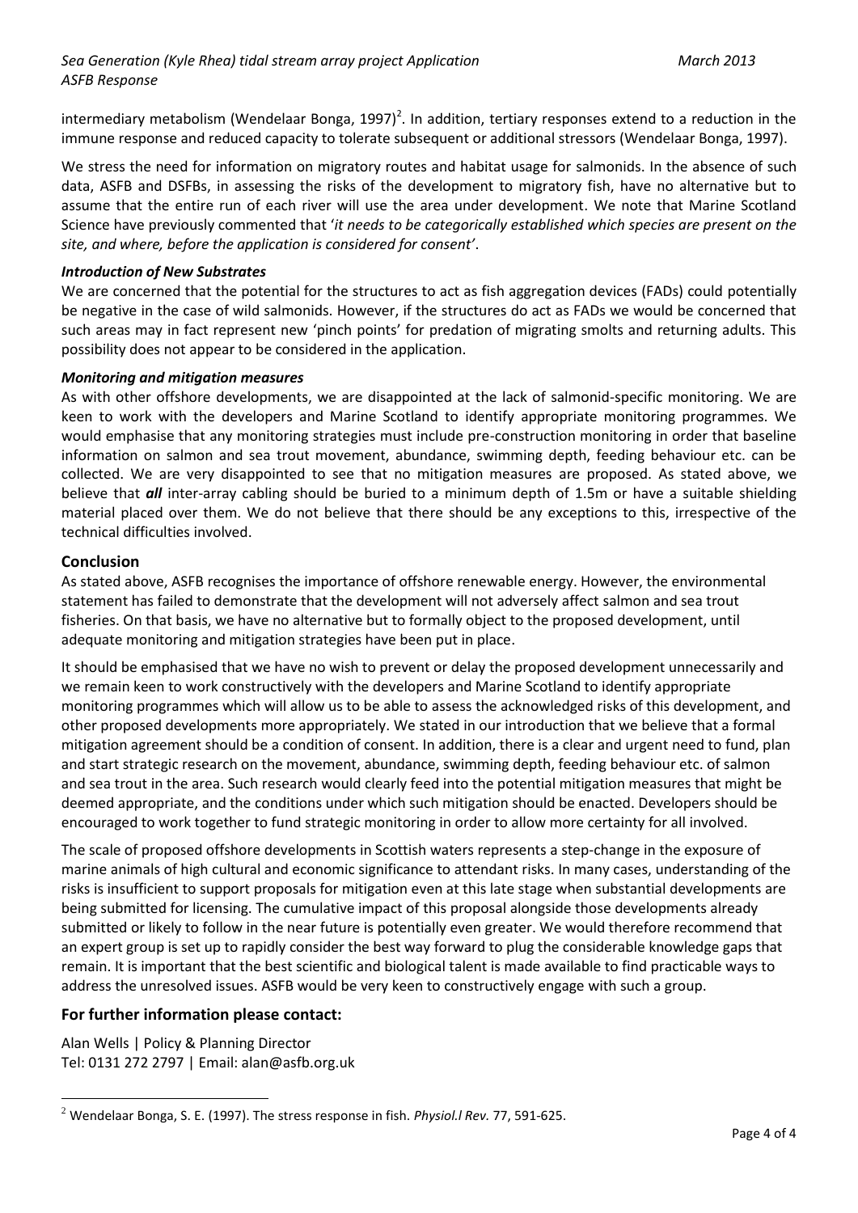intermediary metabolism (Wendelaar Bonga, 1997)[2]. In addition, tertiary responses extend to a reduction in the immune response and reduced capacity to tolerate subsequent or additional stressors (Wendelaar Bonga, 1997).

We stress the need for information on migratory routes and habitat usage for salmonids. In the absence of such data, ASFB and DSFBs, in assessing the risks of the development to migratory fish, have no alternative but to assume that the entire run of each river will use the area under development. We note that Marine Scotland Science have previously commented that '*it needs to be categorically established which species are present on the site, and where, before the application is considered for consent'*.

### *Introduction of New Substrates*

We are concerned that the potential for the structures to act as fish aggregation devices (FADs) could potentially be negative in the case of wild salmonids. However, if the structures do act as FADs we would be concerned that such areas may in fact represent new 'pinch points' for predation of migrating smolts and returning adults. This possibility does not appear to be considered in the application.

### *Monitoring and mitigation measures*

As with other offshore developments, we are disappointed at the lack of salmonid-specific monitoring. We are keen to work with the developers and Marine Scotland to identify appropriate monitoring programmes. We would emphasise that any monitoring strategies must include pre-construction monitoring in order that baseline information on salmon and sea trout movement, abundance, swimming depth, feeding behaviour etc. can be collected. We are very disappointed to see that no mitigation measures are proposed. As stated above, we believe that ***all*** inter-array cabling should be buried to a minimum depth of 1.5m or have a suitable shielding material placed over them. We do not believe that there should be any exceptions to this, irrespective of the technical difficulties involved.

## Conclusion

As stated above, ASFB recognises the importance of offshore renewable energy. However, the environmental statement has failed to demonstrate that the development will not adversely affect salmon and sea trout fisheries. On that basis, we have no alternative but to formally object to the proposed development, until adequate monitoring and mitigation strategies have been put in place.

It should be emphasised that we have no wish to prevent or delay the proposed development unnecessarily and we remain keen to work constructively with the developers and Marine Scotland to identify appropriate monitoring programmes which will allow us to be able to assess the acknowledged risks of this development, and other proposed developments more appropriately. We stated in our introduction that we believe that a formal mitigation agreement should be a condition of consent. In addition, there is a clear and urgent need to fund, plan and start strategic research on the movement, abundance, swimming depth, feeding behaviour etc. of salmon and sea trout in the area. Such research would clearly feed into the potential mitigation measures that might be deemed appropriate, and the conditions under which such mitigation should be enacted. Developers should be encouraged to work together to fund strategic monitoring in order to allow more certainty for all involved.

The scale of proposed offshore developments in Scottish waters represents a step-change in the exposure of marine animals of high cultural and economic significance to attendant risks. In many cases, understanding of the risks is insufficient to support proposals for mitigation even at this late stage when substantial developments are being submitted for licensing. The cumulative impact of this proposal alongside those developments already submitted or likely to follow in the near future is potentially even greater. We would therefore recommend that an expert group is set up to rapidly consider the best way forward to plug the considerable knowledge gaps that remain. It is important that the best scientific and biological talent is made available to find practicable ways to address the unresolved issues. ASFB would be very keen to constructively engage with such a group.

## For further information please contact:

Alan Wells | Policy & Planning Director
Tel: 0131 272 2797 | Email: alan@asfb.org.uk

---

[2] Wendelaar Bonga, S. E. (1997). The stress response in fish. *Physiol.l Rev.* 77, 591-625.